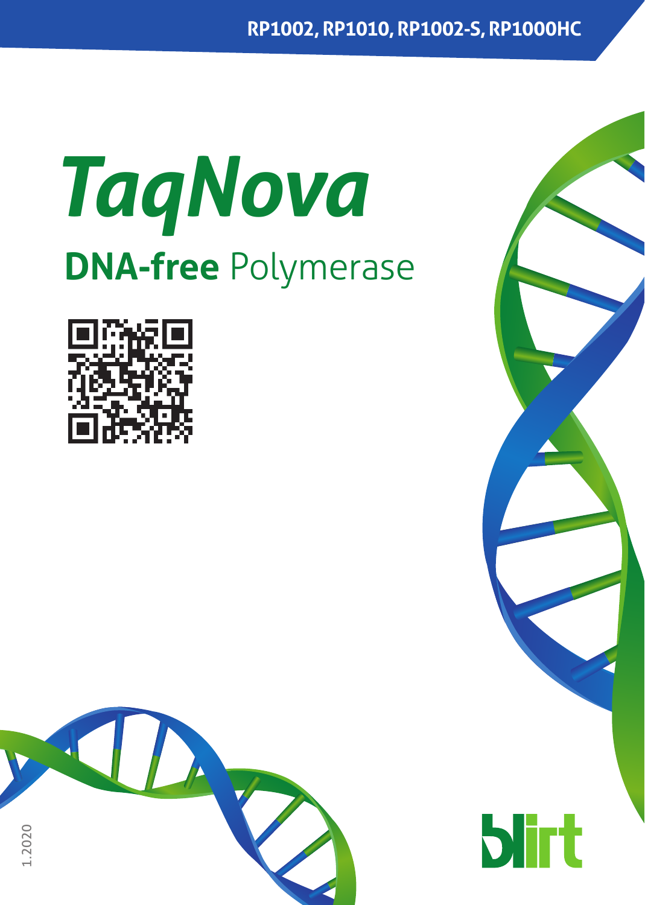RP1002, RP1010, RP1002-S, RP1000HC

# TaqNova

## DNA-free Polymerase

1.2020

blirt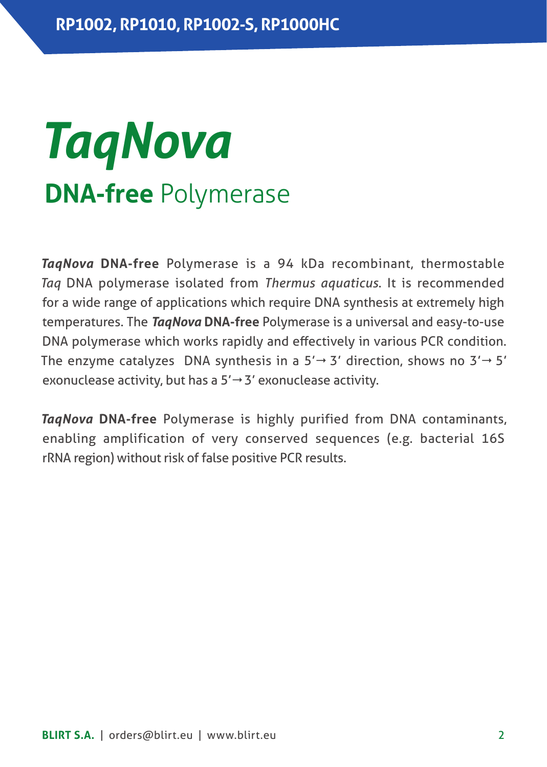RP1002, RP1010, RP1002-S, RP1000HC

# *TaqNova*

## **DNA-free** Polymerase

***TaqNova*** **DNA-free** Polymerase is a 94 kDa recombinant, thermostable *Taq* DNA polymerase isolated from *Thermus aquaticus*. It is recommended for a wide range of applications which require DNA synthesis at extremely high temperatures. The ***TaqNova*** **DNA-free** Polymerase is a universal and easy-to-use DNA polymerase which works rapidly and effectively in various PCR condition. The enzyme catalyzes DNA synthesis in a 5'→ 3' direction, shows no 3'→ 5' exonuclease activity, but has a 5'→3' exonuclease activity.

***TaqNova*** **DNA-free** Polymerase is highly purified from DNA contaminants, enabling amplification of very conserved sequences (e.g. bacterial 16S rRNA region) without risk of false positive PCR results.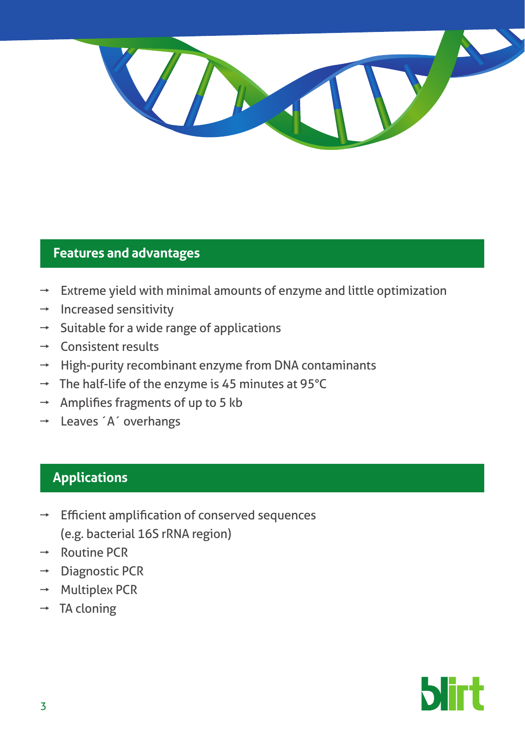## Features and advantages

- Extreme yield with minimal amounts of enzyme and little optimization
- Increased sensitivity
- Suitable for a wide range of applications
- Consistent results
- High-purity recombinant enzyme from DNA contaminants
- The half-life of the enzyme is 45 minutes at 95°C
- Amplifies fragments of up to 5 kb
- Leaves ´A´ overhangs

## Applications

- Efficient amplification of conserved sequences (e.g. bacterial 16S rRNA region)
- Routine PCR
- Diagnostic PCR
- Multiplex PCR
- TA cloning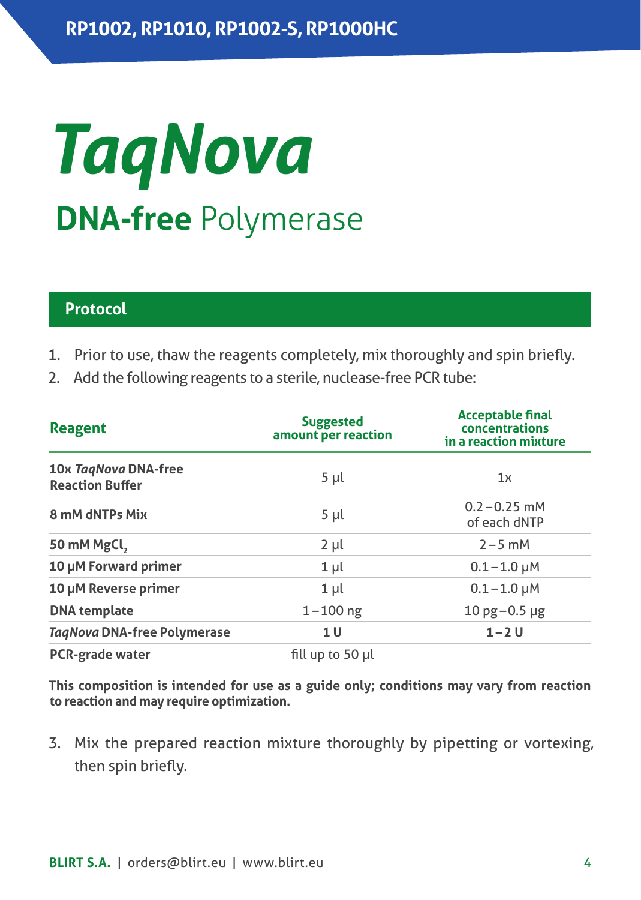# *TaqNova*

## **DNA-free** Polymerase

## Protocol

1. Prior to use, thaw the reagents completely, mix thoroughly and spin briefly.
2. Add the following reagents to a sterile, nuclease-free PCR tube:

| Reagent | Suggested amount per reaction | Acceptable final concentrations in a reaction mixture |
|---|---|---|
| **10x *TaqNova* DNA-free Reaction Buffer** | 5 µl | 1x |
| **8 mM dNTPs Mix** | 5 µl | 0.2 – 0.25 mM of each dNTP |
| **50 mM $MgCl_2$** | 2 µl | 2 – 5 mM |
| **10 µM Forward primer** | 1 µl | 0.1 – 1.0 µM |
| **10 µM Reverse primer** | 1 µl | 0.1 – 1.0 µM |
| **DNA template** | 1 – 100 ng | 10 pg – 0.5 µg |
| ***TaqNova* DNA-free Polymerase** | **1 U** | **1 – 2 U** |
| **PCR-grade water** | fill up to 50 µl | |

**This composition is intended for use as a guide only; conditions may vary from reaction to reaction and may require optimization.**

3. Mix the prepared reaction mixture thoroughly by pipetting or vortexing, then spin briefly.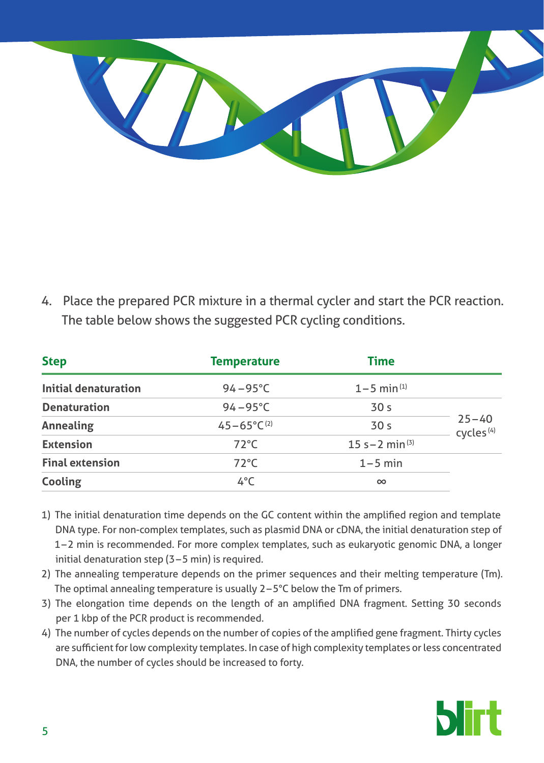4. Place the prepared PCR mixture in a thermal cycler and start the PCR reaction. The table below shows the suggested PCR cycling conditions.

| Step | Temperature | Time | |
|---|---|---|---|
| **Initial denaturation** | 94–95°C | 1–5 min (1) | |
| **Denaturation** | 94–95°C | 30 s | 25–40 cycles (4) |
| **Annealing** | 45–65°C (2) | 30 s | |
| **Extension** | 72°C | 15 s–2 min (3) | |
| **Final extension** | 72°C | 1–5 min | |
| **Cooling** | 4°C | ∞ | |

1) The initial denaturation time depends on the GC content within the amplified region and template DNA type. For non-complex templates, such as plasmid DNA or cDNA, the initial denaturation step of 1–2 min is recommended. For more complex templates, such as eukaryotic genomic DNA, a longer initial denaturation step (3–5 min) is required.
2) The annealing temperature depends on the primer sequences and their melting temperature (Tm). The optimal annealing temperature is usually 2–5°C below the Tm of primers.
3) The elongation time depends on the length of an amplified DNA fragment. Setting 30 seconds per 1 kbp of the PCR product is recommended.
4) The number of cycles depends on the number of copies of the amplified gene fragment. Thirty cycles are sufficient for low complexity templates. In case of high complexity templates or less concentrated DNA, the number of cycles should be increased to forty.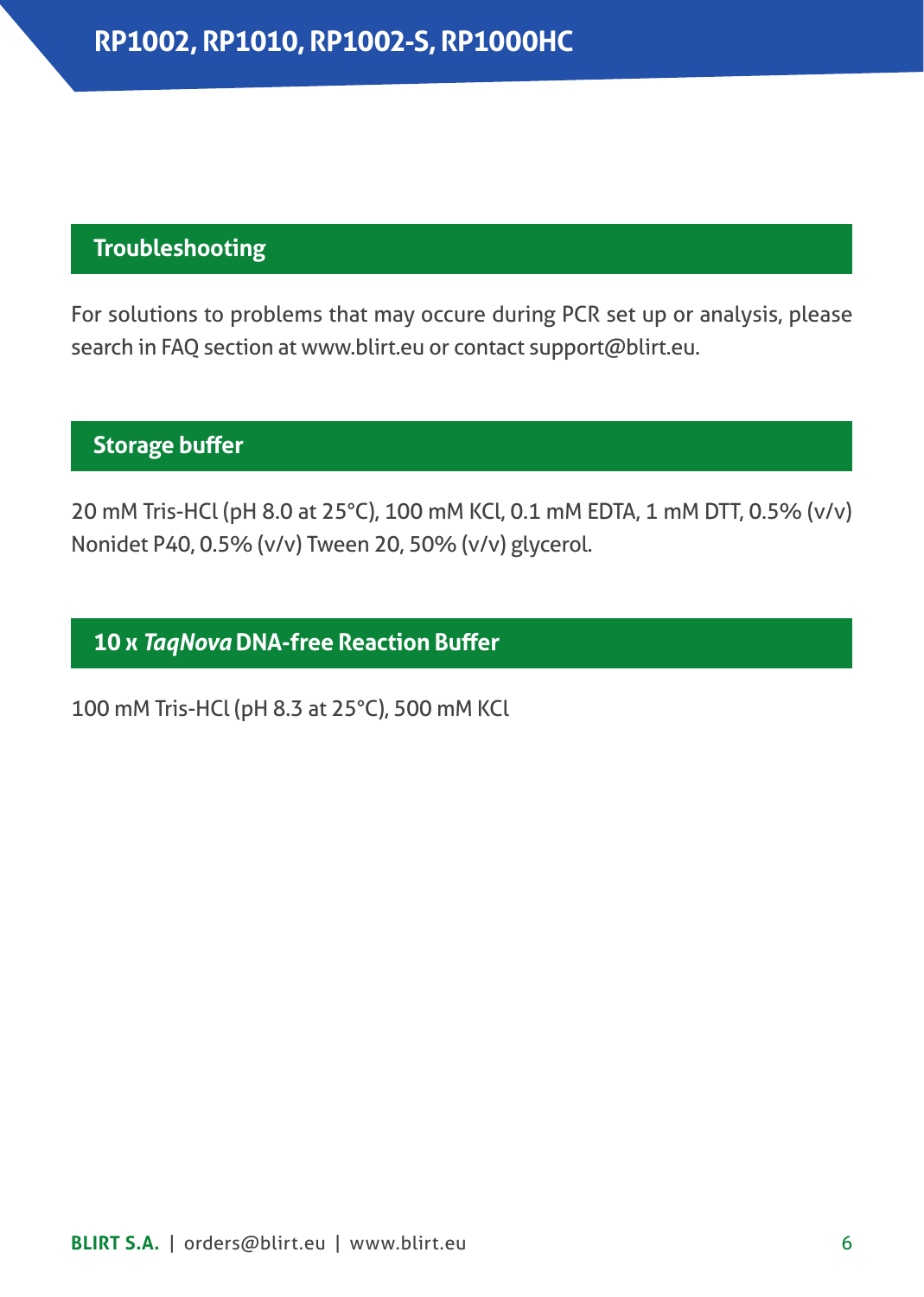## Troubleshooting

For solutions to problems that may occure during PCR set up or analysis, please search in FAQ section at www.blirt.eu or contact support@blirt.eu.

## Storage buffer

20 mM Tris-HCl (pH 8.0 at 25°C), 100 mM KCl, 0.1 mM EDTA, 1 mM DTT, 0.5% (v/v) Nonidet P40, 0.5% (v/v) Tween 20, 50% (v/v) glycerol.

## 10 x *TaqNova* DNA-free Reaction Buffer

100 mM Tris-HCl (pH 8.3 at 25°C), 500 mM KCl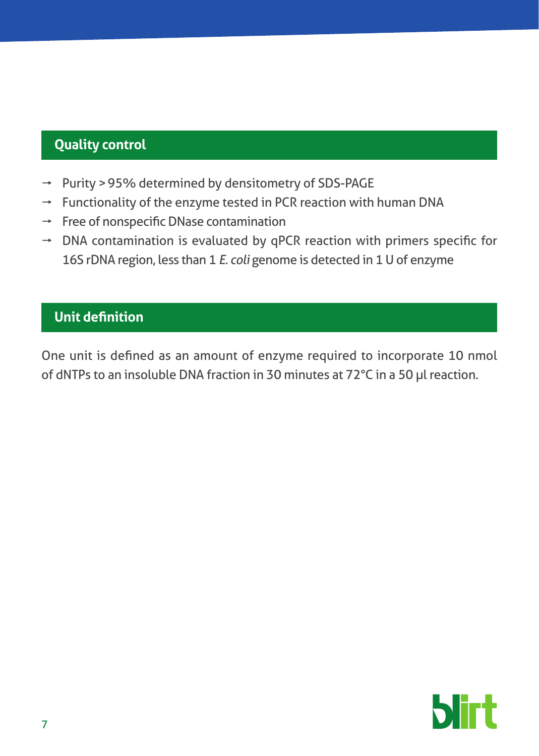## Quality control

- Purity > 95% determined by densitometry of SDS-PAGE
- Functionality of the enzyme tested in PCR reaction with human DNA
- Free of nonspecific DNase contamination
- DNA contamination is evaluated by qPCR reaction with primers specific for 16S rDNA region, less than 1 *E. coli* genome is detected in 1 U of enzyme

## Unit definition

One unit is defined as an amount of enzyme required to incorporate 10 nmol of dNTPs to an insoluble DNA fraction in 30 minutes at 72°C in a 50 μl reaction.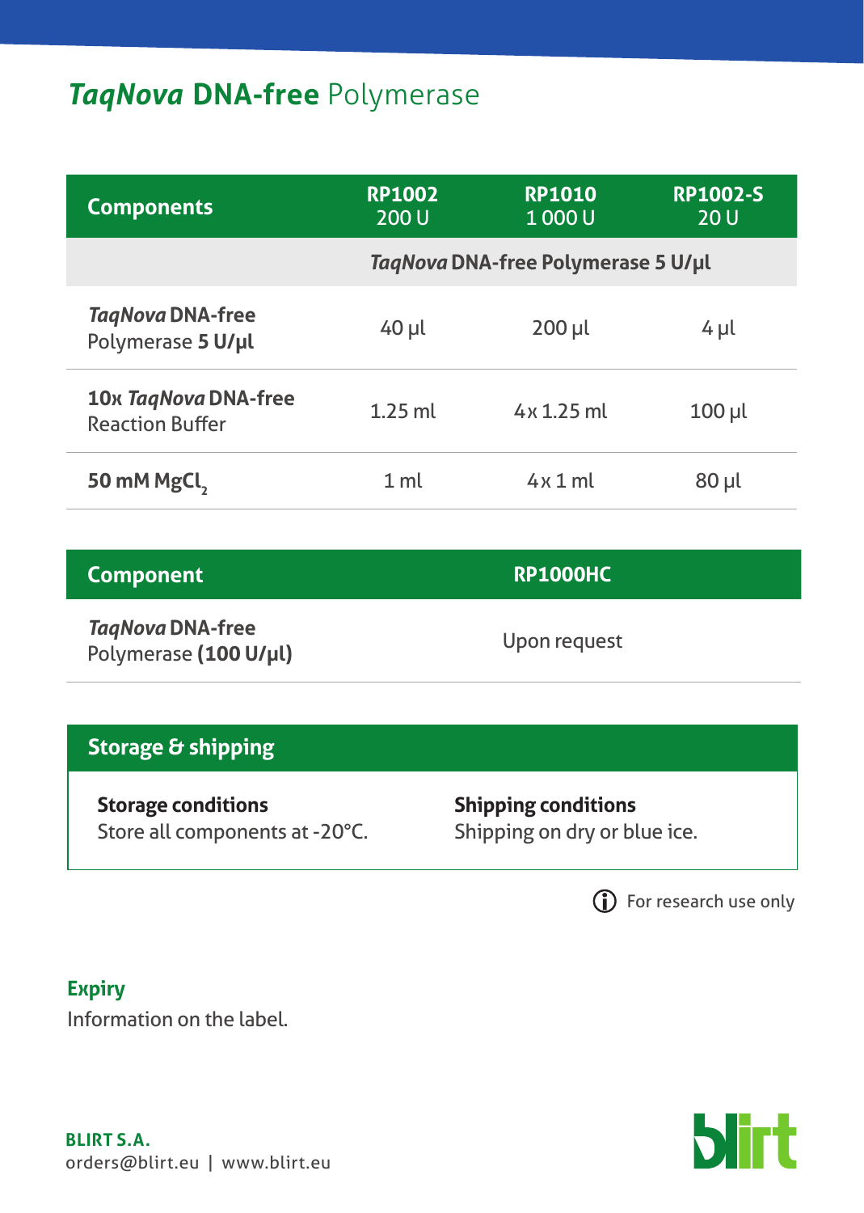# *TaqNova* **DNA-free** Polymerase

| Components | RP1002<br>200 U | RP1010<br>1 000 U | RP1002-S<br>20 U |
|---|---|---|---|
| | ***TaqNova* DNA-free Polymerase 5 U/µl** | | |
| ***TaqNova* DNA-free** Polymerase **5 U/µl** | 40 µl | 200 µl | 4 µl |
| **10x *TaqNova* DNA-free** Reaction Buffer | 1.25 ml | 4x 1.25 ml | 100 µl |
| **50 mM $MgCl_2$** | 1 ml | 4x 1 ml | 80 µl |

| Component | RP1000HC |
|---|---|
| ***TaqNova* DNA-free** Polymerase **(100 U/µl)** | Upon request |

## Storage & shipping

**Storage conditions**
Store all components at -20°C.

**Shipping conditions**
Shipping on dry or blue ice.

For research use only

**Expiry**
Information on the label.

**BLIRT S.A.**
orders@blirt.eu | www.blirt.eu